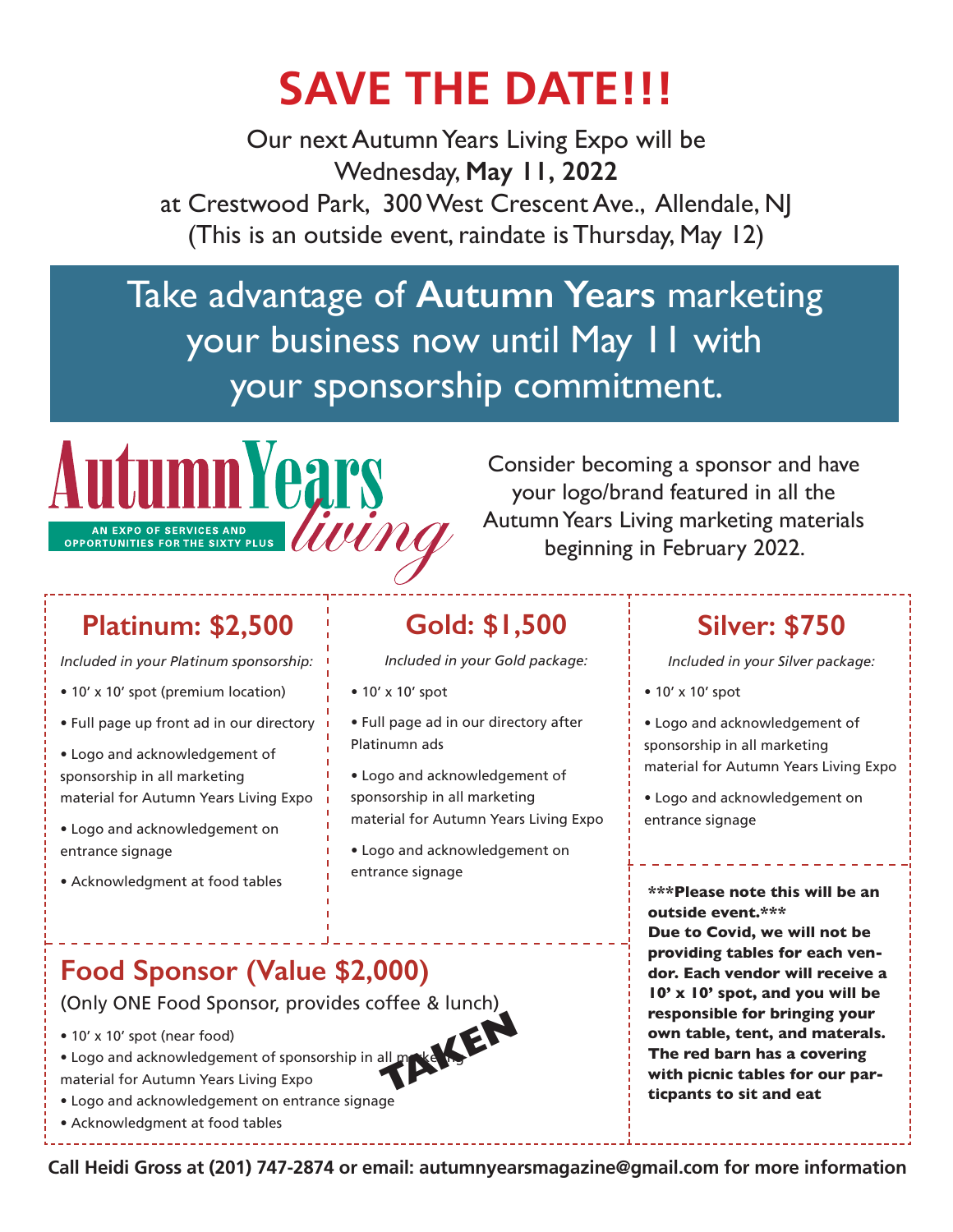# SAVE THE DATE!!!

Our next Autumn Years Living Expo will be
Wednesday, **May 11, 2022**
at Crestwood Park, 300 West Crescent Ave., Allendale, NJ
(This is an outside event, raindate is Thursday, May 12)

## Take advantage of **Autumn Years** marketing your business now until May 11 with your sponsorship commitment.

**Autumn Years living**
AN EXPO OF SERVICES AND OPPORTUNITIES FOR THE SIXTY PLUS

Consider becoming a sponsor and have your logo/brand featured in all the Autumn Years Living marketing materials beginning in February 2022.

## Platinum: $2,500

*Included in your Platinum sponsorship:*

- 10' x 10' spot (premium location)
- Full page up front ad in our directory
- Logo and acknowledgement of sponsorship in all marketing material for Autumn Years Living Expo
- Logo and acknowledgement on entrance signage
- Acknowledgment at food tables

## Gold: $1,500

*Included in your Gold package:*

- 10' x 10' spot
- Full page ad in our directory after Platinumn ads
- Logo and acknowledgement of sponsorship in all marketing material for Autumn Years Living Expo
- Logo and acknowledgement on entrance signage

## Silver: $750

*Included in your Silver package:*

- 10' x 10' spot
- Logo and acknowledgement of sponsorship in all marketing material for Autumn Years Living Expo
- Logo and acknowledgement on entrance signage

## Food Sponsor (Value $2,000)

(Only ONE Food Sponsor, provides coffee & lunch)

**TAKEN**

- 10' x 10' spot (near food)
- Logo and acknowledgement of sponsorship in all marketing material for Autumn Years Living Expo
- Logo and acknowledgement on entrance signage
- Acknowledgment at food tables

**\*\*\*Please note this will be an outside event.\*\*\***
**Due to Covid, we will not be providing tables for each vendor. Each vendor will receive a 10' x 10' spot, and you will be responsible for bringing your own table, tent, and materals. The red barn has a covering with picnic tables for our particpants to sit and eat**

**Call Heidi Gross at (201) 747-2874 or email: autumnyearsmagazine@gmail.com for more information**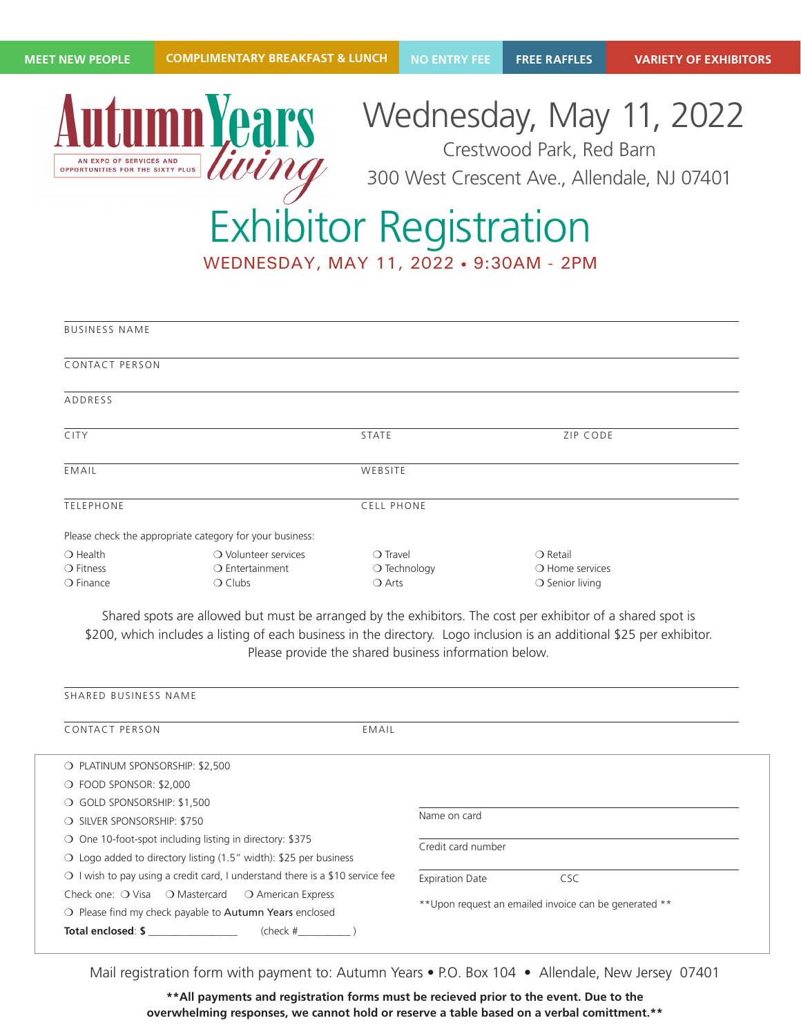MEET NEW PEOPLE | COMPLIMENTARY BREAKFAST & LUNCH | NO ENTRY FEE | FREE RAFFLES | VARIETY OF EXHIBITORS

# Autumn Years *living*

AN EXPO OF SERVICES AND OPPORTUNITIES FOR THE SIXTY PLUS

## Wednesday, May 11, 2022

Crestwood Park, Red Barn

300 West Crescent Ave., Allendale, NJ 07401

# Exhibitor Registration

WEDNESDAY, MAY 11, 2022 • 9:30AM - 2PM

BUSINESS NAME

CONTACT PERSON

ADDRESS

CITY | STATE | ZIP CODE

EMAIL | WEBSITE

TELEPHONE | CELL PHONE

Please check the appropriate category for your business:

❍ Health ❍ Volunteer services ❍ Travel ❍ Retail

❍ Fitness ❍ Entertainment ❍ Technology ❍ Home services

❍ Finance ❍ Clubs ❍ Arts ❍ Senior living

Shared spots are allowed but must be arranged by the exhibitors. The cost per exhibitor of a shared spot is $200, which includes a listing of each business in the directory. Logo inclusion is an additional $25 per exhibitor. Please provide the shared business information below.

SHARED BUSINESS NAME

CONTACT PERSON | EMAIL

❍ PLATINUM SPONSORSHIP: $2,500

❍ FOOD SPONSOR: $2,000

❍ GOLD SPONSORSHIP: $1,500

❍ SILVER SPONSORSHIP: $750

❍ One 10-foot-spot including listing in directory: $375

❍ Logo added to directory listing (1.5" width): $25 per business

❍ I wish to pay using a credit card, I understand there is a $10 service fee

Check one: ❍ Visa ❍ Mastercard ❍ American Express

❍ Please find my check payable to Autumn Years enclosed

**Total enclosed**: **$** ________________ (check #_________ )

Name on card

Credit card number

Expiration Date CSC

**Upon request an emailed invoice can be generated **

Mail registration form with payment to: Autumn Years • P.O. Box 104 • Allendale, New Jersey 07401

**\*\*All payments and registration forms must be recieved prior to the event. Due to the overwhelming responses, we cannot hold or reserve a table based on a verbal comittment.\*\***